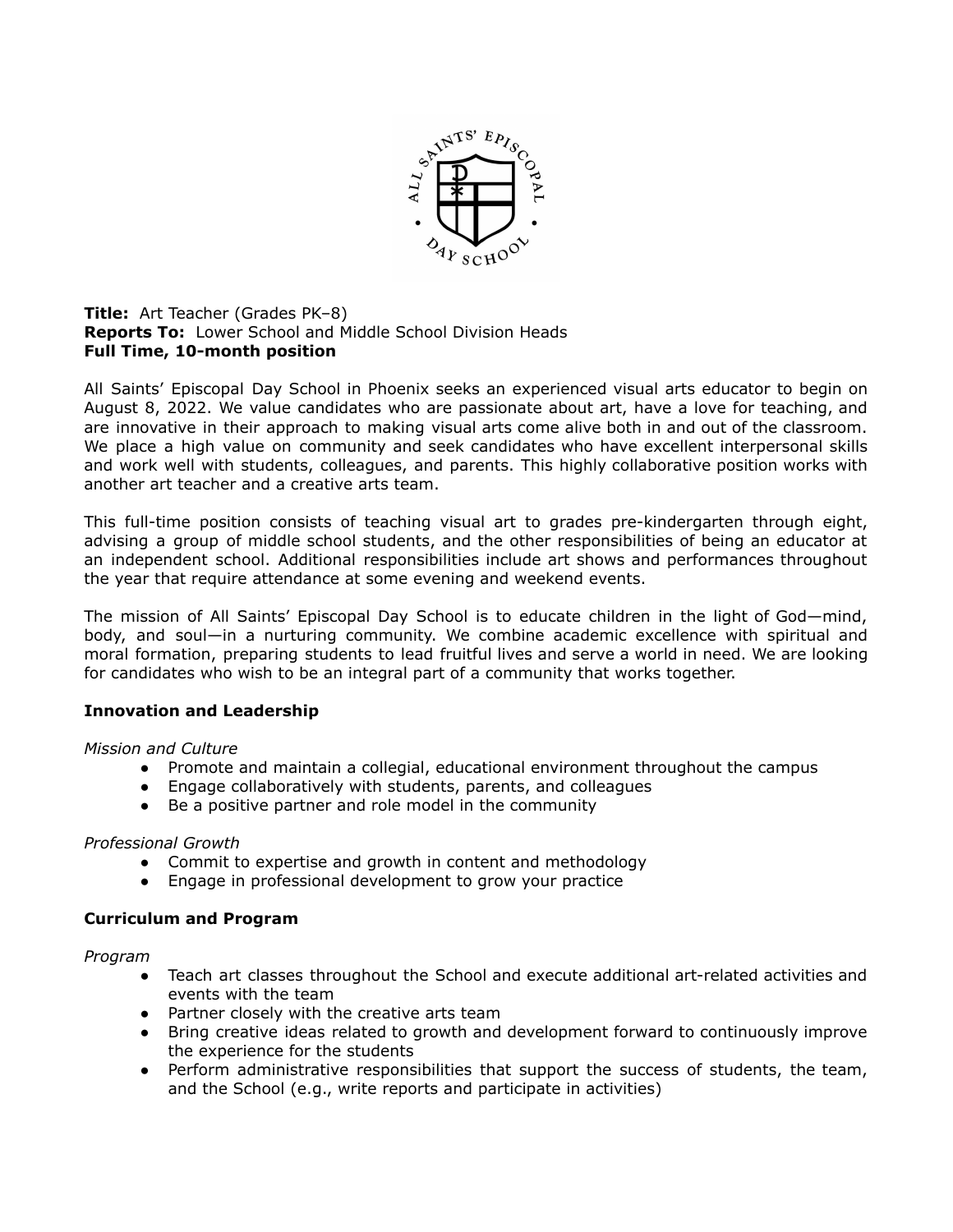**Title:** Art Teacher (Grades PK–8)
**Reports To:** Lower School and Middle School Division Heads
**Full Time, 10-month position**

All Saints' Episcopal Day School in Phoenix seeks an experienced visual arts educator to begin on August 8, 2022. We value candidates who are passionate about art, have a love for teaching, and are innovative in their approach to making visual arts come alive both in and out of the classroom. We place a high value on community and seek candidates who have excellent interpersonal skills and work well with students, colleagues, and parents. This highly collaborative position works with another art teacher and a creative arts team.

This full-time position consists of teaching visual art to grades pre-kindergarten through eight, advising a group of middle school students, and the other responsibilities of being an educator at an independent school. Additional responsibilities include art shows and performances throughout the year that require attendance at some evening and weekend events.

The mission of All Saints' Episcopal Day School is to educate children in the light of God—mind, body, and soul—in a nurturing community. We combine academic excellence with spiritual and moral formation, preparing students to lead fruitful lives and serve a world in need. We are looking for candidates who wish to be an integral part of a community that works together.

## Innovation and Leadership

*Mission and Culture*

- Promote and maintain a collegial, educational environment throughout the campus
- Engage collaboratively with students, parents, and colleagues
- Be a positive partner and role model in the community

*Professional Growth*

- Commit to expertise and growth in content and methodology
- Engage in professional development to grow your practice

## Curriculum and Program

*Program*

- Teach art classes throughout the School and execute additional art-related activities and events with the team
- Partner closely with the creative arts team
- Bring creative ideas related to growth and development forward to continuously improve the experience for the students
- Perform administrative responsibilities that support the success of students, the team, and the School (e.g., write reports and participate in activities)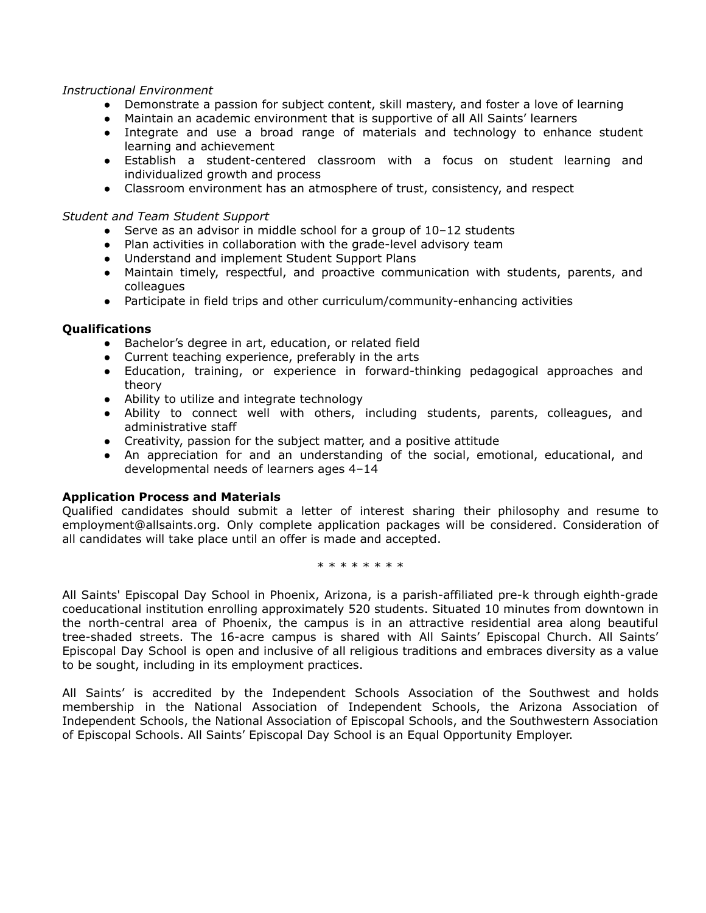*Instructional Environment*

- Demonstrate a passion for subject content, skill mastery, and foster a love of learning
- Maintain an academic environment that is supportive of all All Saints' learners
- Integrate and use a broad range of materials and technology to enhance student learning and achievement
- Establish a student-centered classroom with a focus on student learning and individualized growth and process
- Classroom environment has an atmosphere of trust, consistency, and respect

*Student and Team Student Support*

- Serve as an advisor in middle school for a group of 10–12 students
- Plan activities in collaboration with the grade-level advisory team
- Understand and implement Student Support Plans
- Maintain timely, respectful, and proactive communication with students, parents, and colleagues
- Participate in field trips and other curriculum/community-enhancing activities

**Qualifications**

- Bachelor's degree in art, education, or related field
- Current teaching experience, preferably in the arts
- Education, training, or experience in forward-thinking pedagogical approaches and theory
- Ability to utilize and integrate technology
- Ability to connect well with others, including students, parents, colleagues, and administrative staff
- Creativity, passion for the subject matter, and a positive attitude
- An appreciation for and an understanding of the social, emotional, educational, and developmental needs of learners ages 4–14

**Application Process and Materials**

Qualified candidates should submit a letter of interest sharing their philosophy and resume to employment@allsaints.org. Only complete application packages will be considered. Consideration of all candidates will take place until an offer is made and accepted.

\* \* \* \* \* \* \* \*

All Saints' Episcopal Day School in Phoenix, Arizona, is a parish-affiliated pre-k through eighth-grade coeducational institution enrolling approximately 520 students. Situated 10 minutes from downtown in the north-central area of Phoenix, the campus is in an attractive residential area along beautiful tree-shaded streets. The 16-acre campus is shared with All Saints' Episcopal Church. All Saints' Episcopal Day School is open and inclusive of all religious traditions and embraces diversity as a value to be sought, including in its employment practices.

All Saints' is accredited by the Independent Schools Association of the Southwest and holds membership in the National Association of Independent Schools, the Arizona Association of Independent Schools, the National Association of Episcopal Schools, and the Southwestern Association of Episcopal Schools. All Saints' Episcopal Day School is an Equal Opportunity Employer.